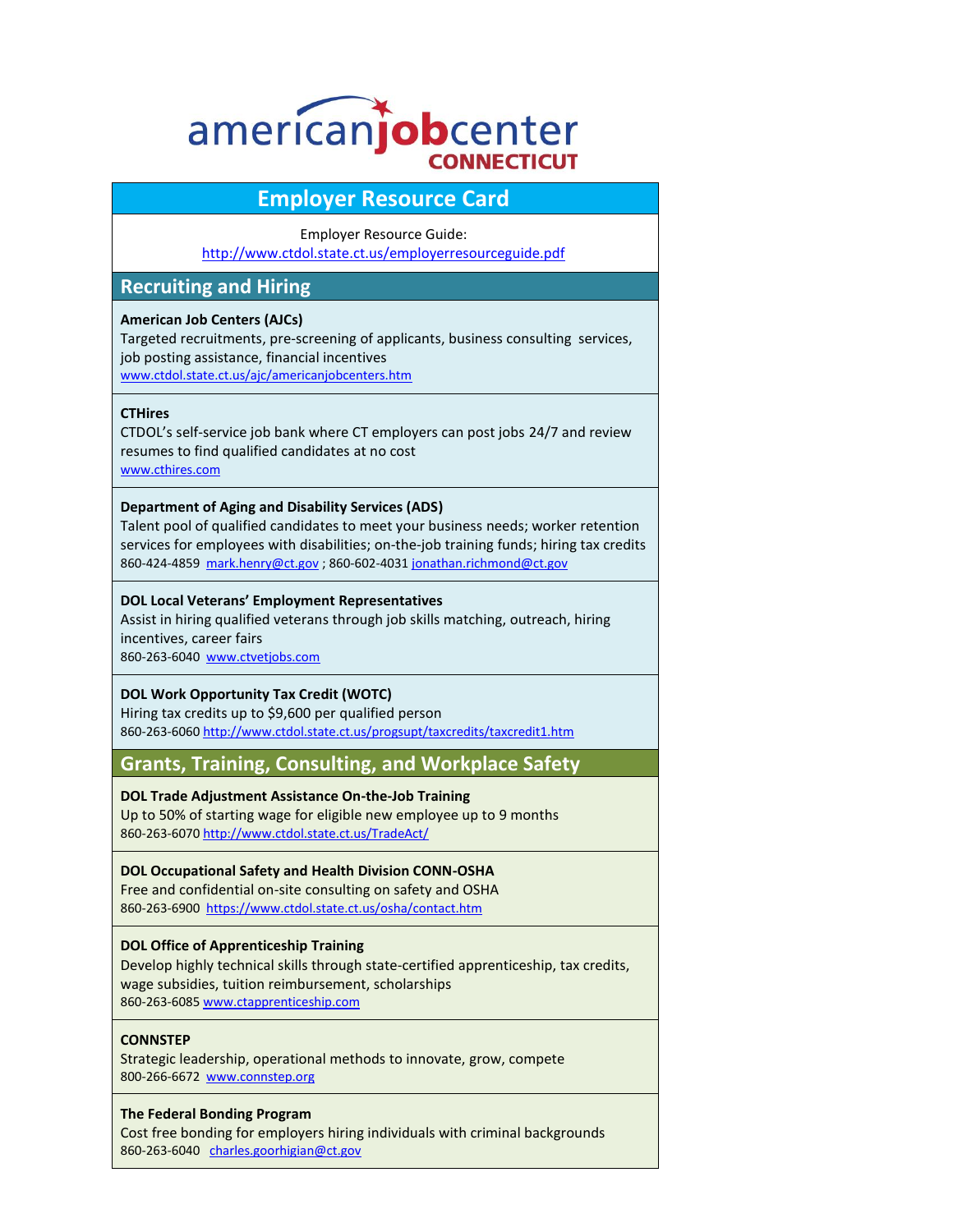# americanjobcenter CONNECTICUT

## Employer Resource Card

Employer Resource Guide:
http://www.ctdol.state.ct.us/employerresourceguide.pdf

## Recruiting and Hiring

**American Job Centers (AJCs)**
Targeted recruitments, pre-screening of applicants, business consulting services, job posting assistance, financial incentives
www.ctdol.state.ct.us/ajc/americanjobcenters.htm

**CTHires**
CTDOL's self-service job bank where CT employers can post jobs 24/7 and review resumes to find qualified candidates at no cost
www.cthires.com

**Department of Aging and Disability Services (ADS)**
Talent pool of qualified candidates to meet your business needs; worker retention services for employees with disabilities; on-the-job training funds; hiring tax credits
860-424-4859 mark.henry@ct.gov ; 860-602-4031 jonathan.richmond@ct.gov

**DOL Local Veterans' Employment Representatives**
Assist in hiring qualified veterans through job skills matching, outreach, hiring incentives, career fairs
860-263-6040 www.ctvetjobs.com

**DOL Work Opportunity Tax Credit (WOTC)**
Hiring tax credits up to $9,600 per qualified person
860-263-6060 http://www.ctdol.state.ct.us/progsupt/taxcredits/taxcredit1.htm

## Grants, Training, Consulting, and Workplace Safety

**DOL Trade Adjustment Assistance On-the-Job Training**
Up to 50% of starting wage for eligible new employee up to 9 months
860-263-6070 http://www.ctdol.state.ct.us/TradeAct/

**DOL Occupational Safety and Health Division CONN-OSHA**
Free and confidential on-site consulting on safety and OSHA
860-263-6900 https://www.ctdol.state.ct.us/osha/contact.htm

**DOL Office of Apprenticeship Training**
Develop highly technical skills through state-certified apprenticeship, tax credits, wage subsidies, tuition reimbursement, scholarships
860-263-6085 www.ctapprenticeship.com

**CONNSTEP**
Strategic leadership, operational methods to innovate, grow, compete
800-266-6672 www.connstep.org

**The Federal Bonding Program**
Cost free bonding for employers hiring individuals with criminal backgrounds
860-263-6040 charles.goorhigian@ct.gov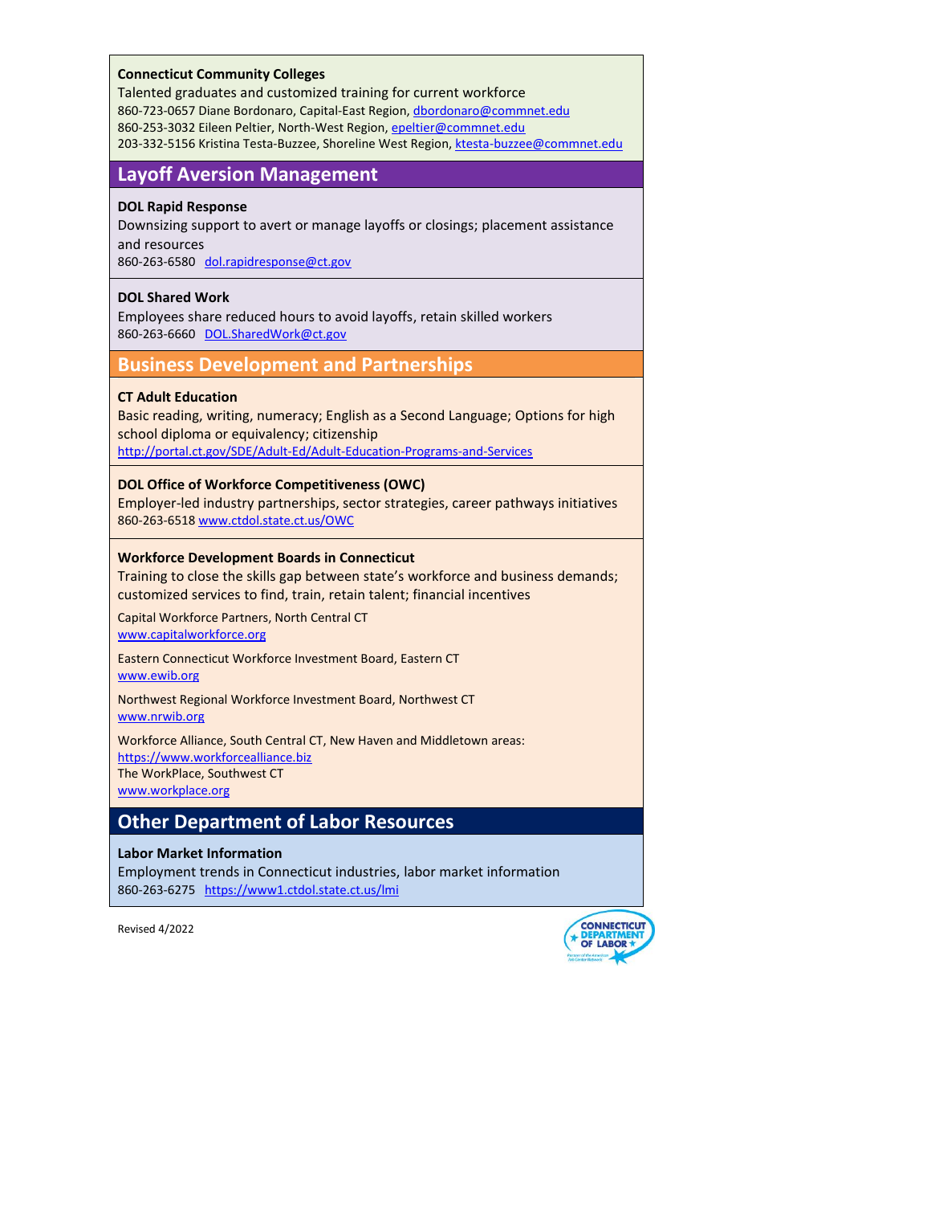**Connecticut Community Colleges**

Talented graduates and customized training for current workforce

860-723-0657 Diane Bordonaro, Capital-East Region, dbordonaro@commnet.edu

860-253-3032 Eileen Peltier, North-West Region, epeltier@commnet.edu

203-332-5156 Kristina Testa-Buzzee, Shoreline West Region, ktesta-buzzee@commnet.edu

## Layoff Aversion Management

**DOL Rapid Response**

Downsizing support to avert or manage layoffs or closings; placement assistance and resources

860-263-6580 dol.rapidresponse@ct.gov

**DOL Shared Work**

Employees share reduced hours to avoid layoffs, retain skilled workers

860-263-6660 DOL.SharedWork@ct.gov

## Business Development and Partnerships

**CT Adult Education**

Basic reading, writing, numeracy; English as a Second Language; Options for high school diploma or equivalency; citizenship

http://portal.ct.gov/SDE/Adult-Ed/Adult-Education-Programs-and-Services

**DOL Office of Workforce Competitiveness (OWC)**

Employer-led industry partnerships, sector strategies, career pathways initiatives

860-263-6518 www.ctdol.state.ct.us/OWC

**Workforce Development Boards in Connecticut**

Training to close the skills gap between state's workforce and business demands; customized services to find, train, retain talent; financial incentives

Capital Workforce Partners, North Central CT
www.capitalworkforce.org

Eastern Connecticut Workforce Investment Board, Eastern CT
www.ewib.org

Northwest Regional Workforce Investment Board, Northwest CT
www.nrwib.org

Workforce Alliance, South Central CT, New Haven and Middletown areas:
https://www.workforcealliance.biz

The WorkPlace, Southwest CT
www.workplace.org

## Other Department of Labor Resources

**Labor Market Information**

Employment trends in Connecticut industries, labor market information

860-263-6275 https://www1.ctdol.state.ct.us/lmi

Revised 4/2022